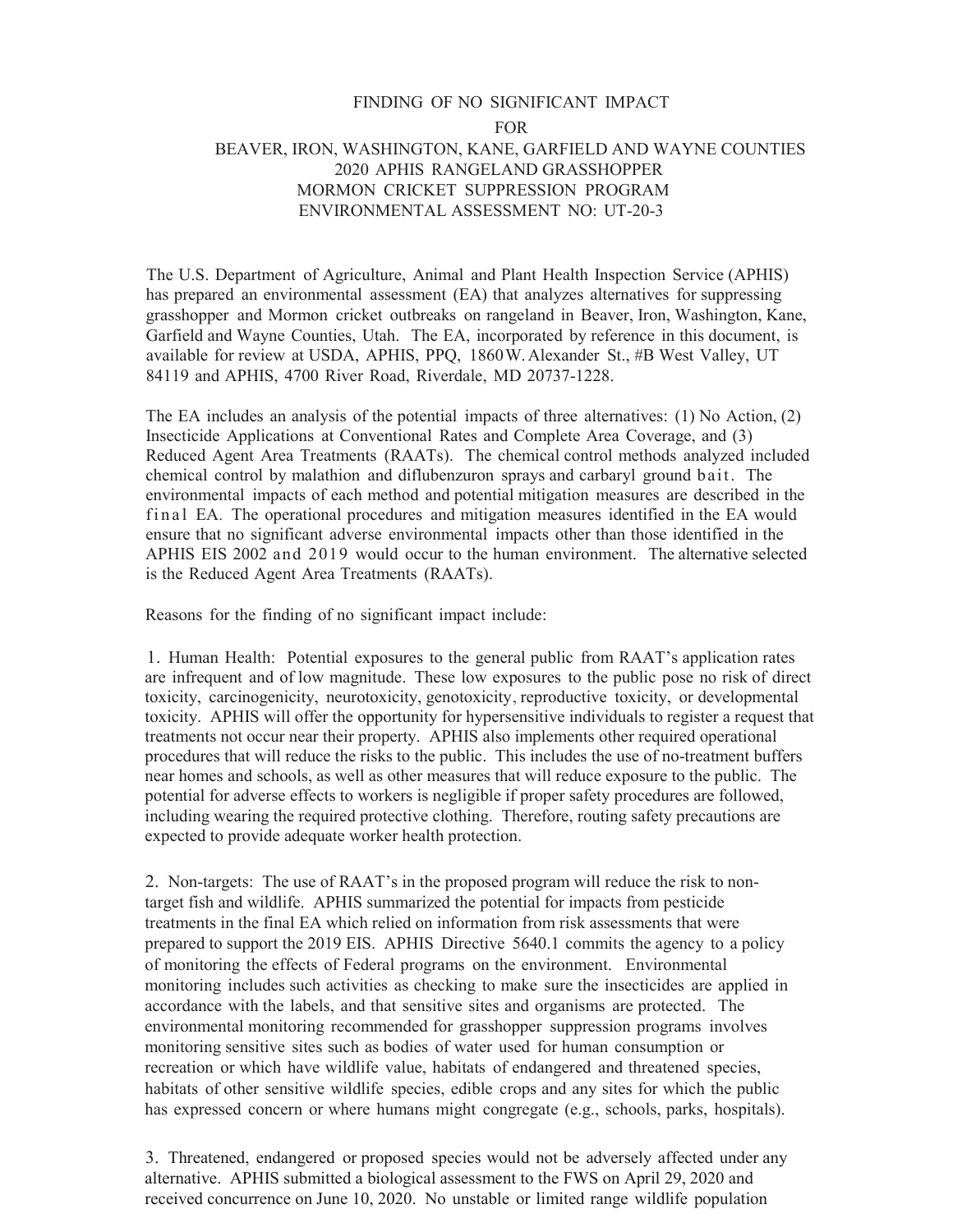# FINDING OF NO SIGNIFICANT IMPACT
## FOR
## BEAVER, IRON, WASHINGTON, KANE, GARFIELD AND WAYNE COUNTIES
## 2020 APHIS RANGELAND GRASSHOPPER
## MORMON CRICKET SUPPRESSION PROGRAM
## ENVIRONMENTAL ASSESSMENT NO: UT-20-3

The U.S. Department of Agriculture, Animal and Plant Health Inspection Service (APHIS) has prepared an environmental assessment (EA) that analyzes alternatives for suppressing grasshopper and Mormon cricket outbreaks on rangeland in Beaver, Iron, Washington, Kane, Garfield and Wayne Counties, Utah. The EA, incorporated by reference in this document, is available for review at USDA, APHIS, PPQ, 1860 W. Alexander St., #B West Valley, UT 84119 and APHIS, 4700 River Road, Riverdale, MD 20737-1228.

The EA includes an analysis of the potential impacts of three alternatives: (1) No Action, (2) Insecticide Applications at Conventional Rates and Complete Area Coverage, and (3) Reduced Agent Area Treatments (RAATs). The chemical control methods analyzed included chemical control by malathion and diflubenzuron sprays and carbaryl ground bait. The environmental impacts of each method and potential mitigation measures are described in the final EA. The operational procedures and mitigation measures identified in the EA would ensure that no significant adverse environmental impacts other than those identified in the APHIS EIS 2002 and 2019 would occur to the human environment. The alternative selected is the Reduced Agent Area Treatments (RAATs).

Reasons for the finding of no significant impact include:

1. Human Health: Potential exposures to the general public from RAAT's application rates are infrequent and of low magnitude. These low exposures to the public pose no risk of direct toxicity, carcinogenicity, neurotoxicity, genotoxicity, reproductive toxicity, or developmental toxicity. APHIS will offer the opportunity for hypersensitive individuals to register a request that treatments not occur near their property. APHIS also implements other required operational procedures that will reduce the risks to the public. This includes the use of no-treatment buffers near homes and schools, as well as other measures that will reduce exposure to the public. The potential for adverse effects to workers is negligible if proper safety procedures are followed, including wearing the required protective clothing. Therefore, routing safety precautions are expected to provide adequate worker health protection.

2. Non-targets: The use of RAAT's in the proposed program will reduce the risk to non-target fish and wildlife. APHIS summarized the potential for impacts from pesticide treatments in the final EA which relied on information from risk assessments that were prepared to support the 2019 EIS. APHIS Directive 5640.1 commits the agency to a policy of monitoring the effects of Federal programs on the environment. Environmental monitoring includes such activities as checking to make sure the insecticides are applied in accordance with the labels, and that sensitive sites and organisms are protected. The environmental monitoring recommended for grasshopper suppression programs involves monitoring sensitive sites such as bodies of water used for human consumption or recreation or which have wildlife value, habitats of endangered and threatened species, habitats of other sensitive wildlife species, edible crops and any sites for which the public has expressed concern or where humans might congregate (e.g., schools, parks, hospitals).

3. Threatened, endangered or proposed species would not be adversely affected under any alternative. APHIS submitted a biological assessment to the FWS on April 29, 2020 and received concurrence on June 10, 2020. No unstable or limited range wildlife population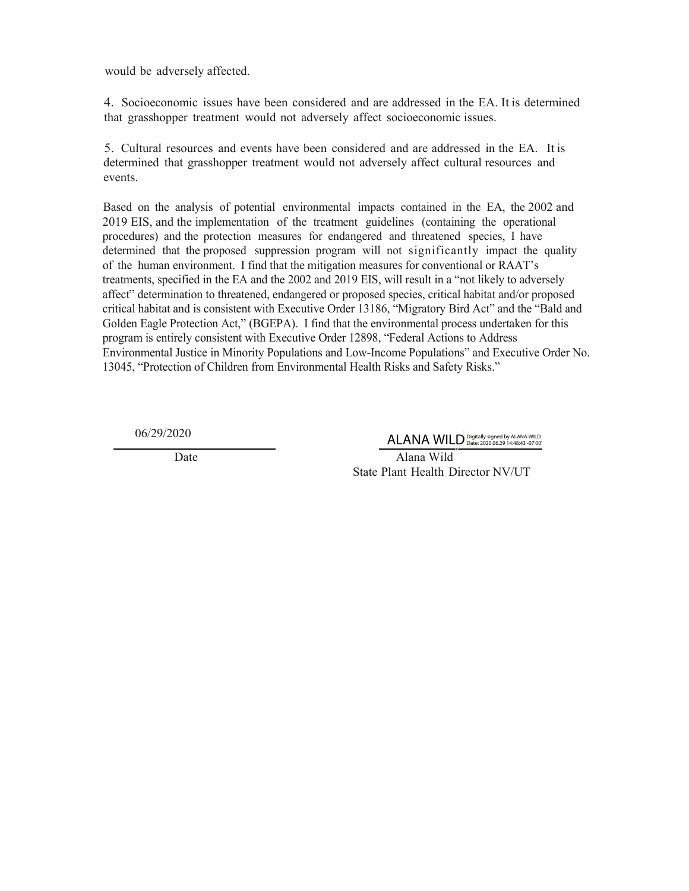would be adversely affected.

4. Socioeconomic issues have been considered and are addressed in the EA. It is determined that grasshopper treatment would not adversely affect socioeconomic issues.

5. Cultural resources and events have been considered and are addressed in the EA. It is determined that grasshopper treatment would not adversely affect cultural resources and events.

Based on the analysis of potential environmental impacts contained in the EA, the 2002 and 2019 EIS, and the implementation of the treatment guidelines (containing the operational procedures) and the protection measures for endangered and threatened species, I have determined that the proposed suppression program will not significantly impact the quality of the human environment. I find that the mitigation measures for conventional or RAAT's treatments, specified in the EA and the 2002 and 2019 EIS, will result in a "not likely to adversely affect" determination to threatened, endangered or proposed species, critical habitat and/or proposed critical habitat and is consistent with Executive Order 13186, "Migratory Bird Act" and the "Bald and Golden Eagle Protection Act," (BGEPA). I find that the environmental process undertaken for this program is entirely consistent with Executive Order 12898, "Federal Actions to Address Environmental Justice in Minority Populations and Low-Income Populations" and Executive Order No. 13045, "Protection of Children from Environmental Health Risks and Safety Risks."

06/29/2020

Date

ALANA WILD Digitally signed by ALANA WILD Date: 2020.06.29 14:48:43 -07'00'

Alana Wild
State Plant Health Director NV/UT